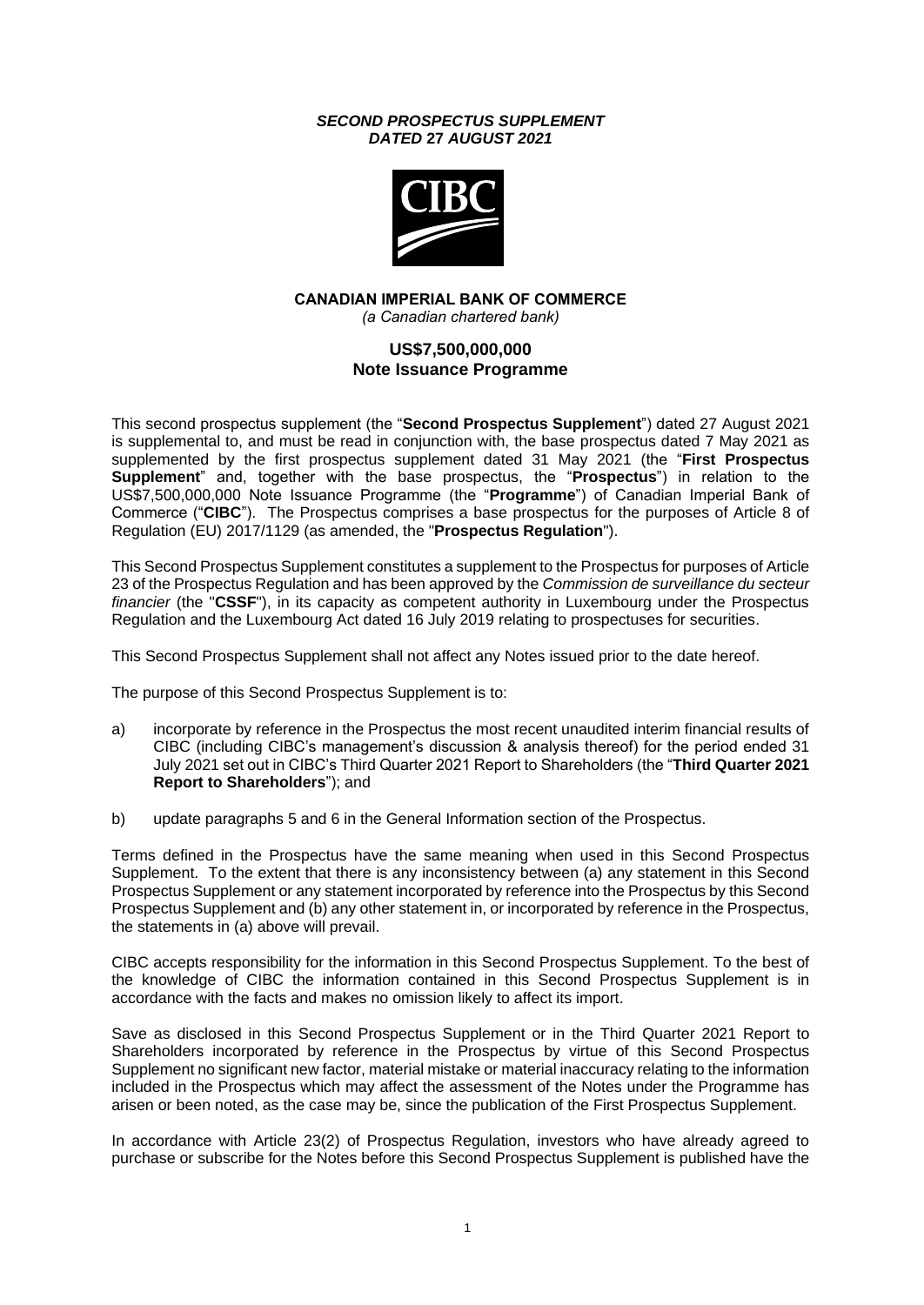***SECOND PROSPECTUS SUPPLEMENT***
***DATED 27 AUGUST 2021***

**CANADIAN IMPERIAL BANK OF COMMERCE**
*(a Canadian chartered bank)*

**US$7,500,000,000**
**Note Issuance Programme**

This second prospectus supplement (the "**Second Prospectus Supplement**") dated 27 August 2021 is supplemental to, and must be read in conjunction with, the base prospectus dated 7 May 2021 as supplemented by the first prospectus supplement dated 31 May 2021 (the "**First Prospectus Supplement**" and, together with the base prospectus, the "**Prospectus**") in relation to the US$7,500,000,000 Note Issuance Programme (the "**Programme**") of Canadian Imperial Bank of Commerce ("**CIBC**"). The Prospectus comprises a base prospectus for the purposes of Article 8 of Regulation (EU) 2017/1129 (as amended, the "**Prospectus Regulation**").

This Second Prospectus Supplement constitutes a supplement to the Prospectus for purposes of Article 23 of the Prospectus Regulation and has been approved by the *Commission de surveillance du secteur financier* (the "**CSSF**"), in its capacity as competent authority in Luxembourg under the Prospectus Regulation and the Luxembourg Act dated 16 July 2019 relating to prospectuses for securities.

This Second Prospectus Supplement shall not affect any Notes issued prior to the date hereof.

The purpose of this Second Prospectus Supplement is to:

a) incorporate by reference in the Prospectus the most recent unaudited interim financial results of CIBC (including CIBC's management's discussion & analysis thereof) for the period ended 31 July 2021 set out in CIBC's Third Quarter 2021 Report to Shareholders (the "**Third Quarter 2021 Report to Shareholders**"); and

b) update paragraphs 5 and 6 in the General Information section of the Prospectus.

Terms defined in the Prospectus have the same meaning when used in this Second Prospectus Supplement. To the extent that there is any inconsistency between (a) any statement in this Second Prospectus Supplement or any statement incorporated by reference into the Prospectus by this Second Prospectus Supplement and (b) any other statement in, or incorporated by reference in the Prospectus, the statements in (a) above will prevail.

CIBC accepts responsibility for the information in this Second Prospectus Supplement. To the best of the knowledge of CIBC the information contained in this Second Prospectus Supplement is in accordance with the facts and makes no omission likely to affect its import.

Save as disclosed in this Second Prospectus Supplement or in the Third Quarter 2021 Report to Shareholders incorporated by reference in the Prospectus by virtue of this Second Prospectus Supplement no significant new factor, material mistake or material inaccuracy relating to the information included in the Prospectus which may affect the assessment of the Notes under the Programme has arisen or been noted, as the case may be, since the publication of the First Prospectus Supplement.

In accordance with Article 23(2) of Prospectus Regulation, investors who have already agreed to purchase or subscribe for the Notes before this Second Prospectus Supplement is published have the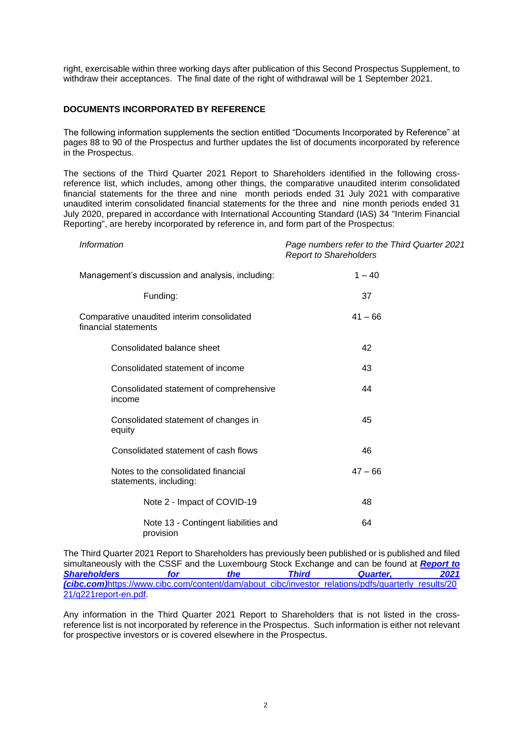right, exercisable within three working days after publication of this Second Prospectus Supplement, to withdraw their acceptances. The final date of the right of withdrawal will be 1 September 2021.

## DOCUMENTS INCORPORATED BY REFERENCE

The following information supplements the section entitled "Documents Incorporated by Reference" at pages 88 to 90 of the Prospectus and further updates the list of documents incorporated by reference in the Prospectus.

The sections of the Third Quarter 2021 Report to Shareholders identified in the following cross-reference list, which includes, among other things, the comparative unaudited interim consolidated financial statements for the three and nine month periods ended 31 July 2021 with comparative unaudited interim consolidated financial statements for the three and nine month periods ended 31 July 2020, prepared in accordance with International Accounting Standard (IAS) 34 "Interim Financial Reporting", are hereby incorporated by reference in, and form part of the Prospectus:

| *Information* | *Page numbers refer to the Third Quarter 2021 Report to Shareholders* |
|---|---|
| Management's discussion and analysis, including: | 1 – 40 |
| Funding: | 37 |
| Comparative unaudited interim consolidated financial statements | 41 – 66 |
| Consolidated balance sheet | 42 |
| Consolidated statement of income | 43 |
| Consolidated statement of comprehensive income | 44 |
| Consolidated statement of changes in equity | 45 |
| Consolidated statement of cash flows | 46 |
| Notes to the consolidated financial statements, including: | 47 – 66 |
| Note 2 - Impact of COVID-19 | 48 |
| Note 13 - Contingent liabilities and provision | 64 |

The Third Quarter 2021 Report to Shareholders has previously been published or is published and filed simultaneously with the CSSF and the Luxembourg Stock Exchange and can be found at ***Report to Shareholders for the Third Quarter, 2021 (cibc.com)***https://www.cibc.com/content/dam/about_cibc/investor_relations/pdfs/quarterly_results/2021/q221report-en.pdf.

Any information in the Third Quarter 2021 Report to Shareholders that is not listed in the cross-reference list is not incorporated by reference in the Prospectus. Such information is either not relevant for prospective investors or is covered elsewhere in the Prospectus.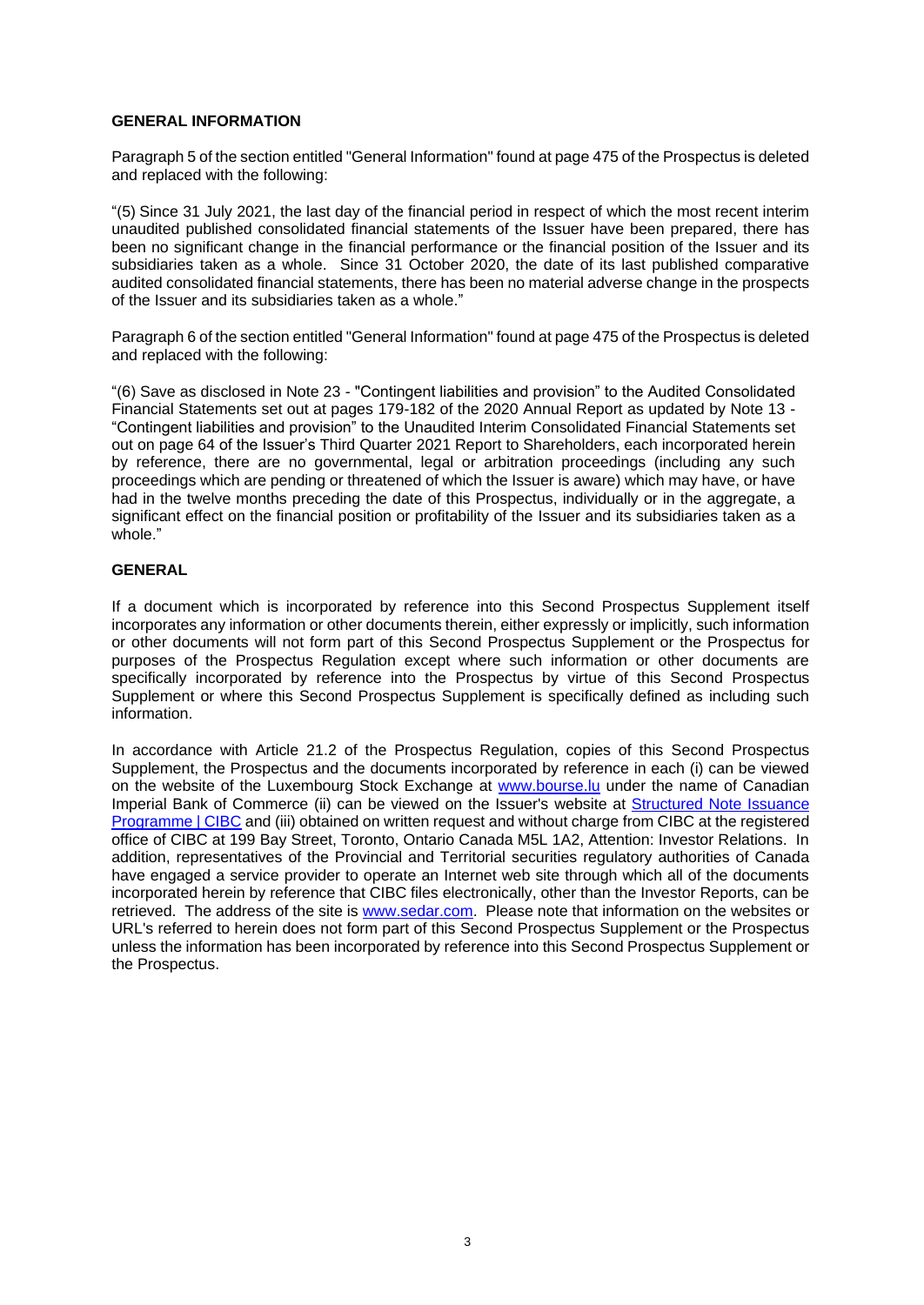## GENERAL INFORMATION

Paragraph 5 of the section entitled "General Information" found at page 475 of the Prospectus is deleted and replaced with the following:

"(5) Since 31 July 2021, the last day of the financial period in respect of which the most recent interim unaudited published consolidated financial statements of the Issuer have been prepared, there has been no significant change in the financial performance or the financial position of the Issuer and its subsidiaries taken as a whole. Since 31 October 2020, the date of its last published comparative audited consolidated financial statements, there has been no material adverse change in the prospects of the Issuer and its subsidiaries taken as a whole."

Paragraph 6 of the section entitled "General Information" found at page 475 of the Prospectus is deleted and replaced with the following:

"(6) Save as disclosed in Note 23 - "Contingent liabilities and provision" to the Audited Consolidated Financial Statements set out at pages 179-182 of the 2020 Annual Report as updated by Note 13 - "Contingent liabilities and provision" to the Unaudited Interim Consolidated Financial Statements set out on page 64 of the Issuer's Third Quarter 2021 Report to Shareholders, each incorporated herein by reference, there are no governmental, legal or arbitration proceedings (including any such proceedings which are pending or threatened of which the Issuer is aware) which may have, or have had in the twelve months preceding the date of this Prospectus, individually or in the aggregate, a significant effect on the financial position or profitability of the Issuer and its subsidiaries taken as a whole."

## GENERAL

If a document which is incorporated by reference into this Second Prospectus Supplement itself incorporates any information or other documents therein, either expressly or implicitly, such information or other documents will not form part of this Second Prospectus Supplement or the Prospectus for purposes of the Prospectus Regulation except where such information or other documents are specifically incorporated by reference into the Prospectus by virtue of this Second Prospectus Supplement or where this Second Prospectus Supplement is specifically defined as including such information.

In accordance with Article 21.2 of the Prospectus Regulation, copies of this Second Prospectus Supplement, the Prospectus and the documents incorporated by reference in each (i) can be viewed on the website of the Luxembourg Stock Exchange at www.bourse.lu under the name of Canadian Imperial Bank of Commerce (ii) can be viewed on the Issuer's website at Structured Note Issuance Programme | CIBC and (iii) obtained on written request and without charge from CIBC at the registered office of CIBC at 199 Bay Street, Toronto, Ontario Canada M5L 1A2, Attention: Investor Relations. In addition, representatives of the Provincial and Territorial securities regulatory authorities of Canada have engaged a service provider to operate an Internet web site through which all of the documents incorporated herein by reference that CIBC files electronically, other than the Investor Reports, can be retrieved. The address of the site is www.sedar.com. Please note that information on the websites or URL's referred to herein does not form part of this Second Prospectus Supplement or the Prospectus unless the information has been incorporated by reference into this Second Prospectus Supplement or the Prospectus.